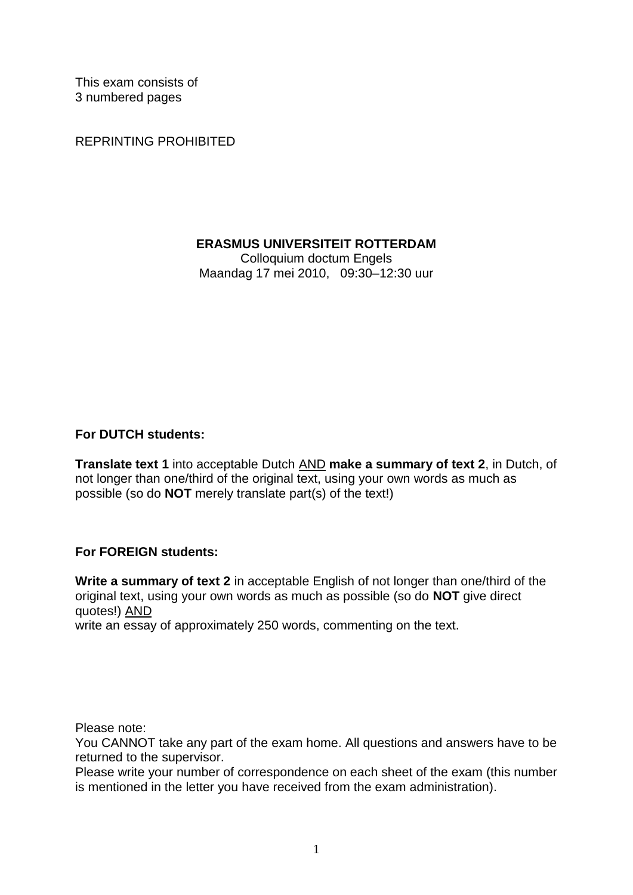This exam consists of
3 numbered pages

REPRINTING PROHIBITED

**ERASMUS UNIVERSITEIT ROTTERDAM**
Colloquium doctum Engels
Maandag 17 mei 2010, 09:30–12:30 uur

**For DUTCH students:**

**Translate text 1** into acceptable Dutch AND **make a summary of text 2**, in Dutch, of not longer than one/third of the original text, using your own words as much as possible (so do **NOT** merely translate part(s) of the text!)

**For FOREIGN students:**

**Write a summary of text 2** in acceptable English of not longer than one/third of the original text, using your own words as much as possible (so do **NOT** give direct quotes!) AND
write an essay of approximately 250 words, commenting on the text.

Please note:
You CANNOT take any part of the exam home. All questions and answers have to be returned to the supervisor.
Please write your number of correspondence on each sheet of the exam (this number is mentioned in the letter you have received from the exam administration).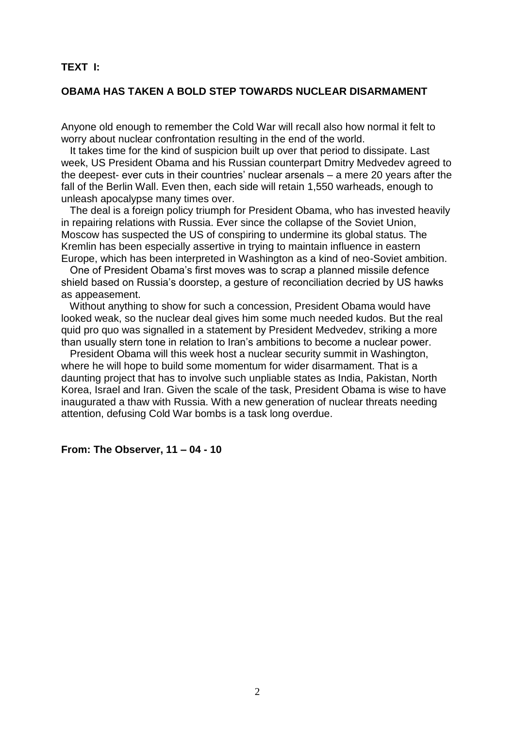**TEXT I:**

## OBAMA HAS TAKEN A BOLD STEP TOWARDS NUCLEAR DISARMAMENT

Anyone old enough to remember the Cold War will recall also how normal it felt to worry about nuclear confrontation resulting in the end of the world.

It takes time for the kind of suspicion built up over that period to dissipate. Last week, US President Obama and his Russian counterpart Dmitry Medvedev agreed to the deepest- ever cuts in their countries' nuclear arsenals – a mere 20 years after the fall of the Berlin Wall. Even then, each side will retain 1,550 warheads, enough to unleash apocalypse many times over.

The deal is a foreign policy triumph for President Obama, who has invested heavily in repairing relations with Russia. Ever since the collapse of the Soviet Union, Moscow has suspected the US of conspiring to undermine its global status. The Kremlin has been especially assertive in trying to maintain influence in eastern Europe, which has been interpreted in Washington as a kind of neo-Soviet ambition.

One of President Obama's first moves was to scrap a planned missile defence shield based on Russia's doorstep, a gesture of reconciliation decried by US hawks as appeasement.

Without anything to show for such a concession, President Obama would have looked weak, so the nuclear deal gives him some much needed kudos. But the real quid pro quo was signalled in a statement by President Medvedev, striking a more than usually stern tone in relation to Iran's ambitions to become a nuclear power.

President Obama will this week host a nuclear security summit in Washington, where he will hope to build some momentum for wider disarmament. That is a daunting project that has to involve such unpliable states as India, Pakistan, North Korea, Israel and Iran. Given the scale of the task, President Obama is wise to have inaugurated a thaw with Russia. With a new generation of nuclear threats needing attention, defusing Cold War bombs is a task long overdue.

**From: The Observer, 11 – 04 - 10**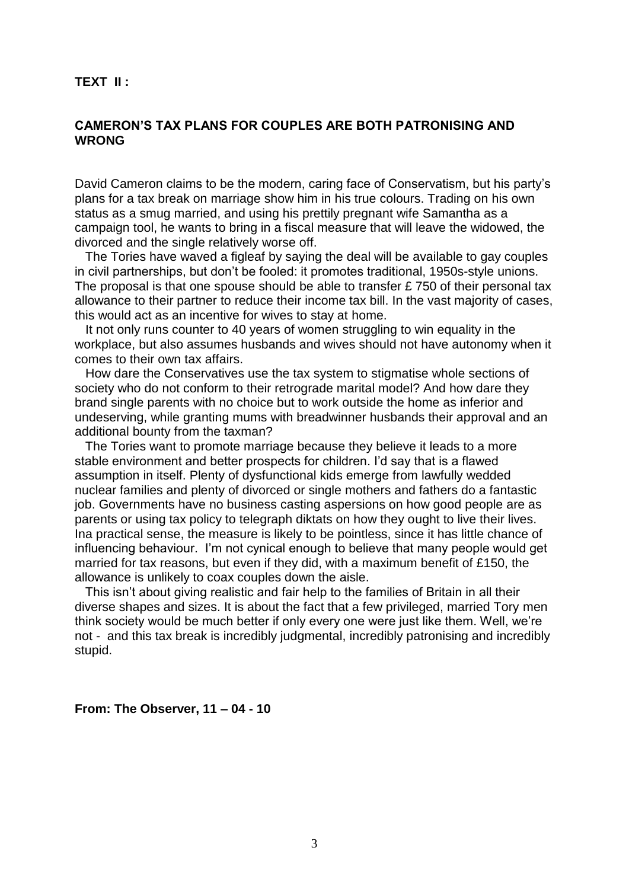**TEXT II :**

## CAMERON'S TAX PLANS FOR COUPLES ARE BOTH PATRONISING AND WRONG

David Cameron claims to be the modern, caring face of Conservatism, but his party's plans for a tax break on marriage show him in his true colours. Trading on his own status as a smug married, and using his prettily pregnant wife Samantha as a campaign tool, he wants to bring in a fiscal measure that will leave the widowed, the divorced and the single relatively worse off.

The Tories have waved a figleaf by saying the deal will be available to gay couples in civil partnerships, but don't be fooled: it promotes traditional, 1950s-style unions. The proposal is that one spouse should be able to transfer £ 750 of their personal tax allowance to their partner to reduce their income tax bill. In the vast majority of cases, this would act as an incentive for wives to stay at home.

It not only runs counter to 40 years of women struggling to win equality in the workplace, but also assumes husbands and wives should not have autonomy when it comes to their own tax affairs.

How dare the Conservatives use the tax system to stigmatise whole sections of society who do not conform to their retrograde marital model? And how dare they brand single parents with no choice but to work outside the home as inferior and undeserving, while granting mums with breadwinner husbands their approval and an additional bounty from the taxman?

The Tories want to promote marriage because they believe it leads to a more stable environment and better prospects for children. I'd say that is a flawed assumption in itself. Plenty of dysfunctional kids emerge from lawfully wedded nuclear families and plenty of divorced or single mothers and fathers do a fantastic job. Governments have no business casting aspersions on how good people are as parents or using tax policy to telegraph diktats on how they ought to live their lives. Ina practical sense, the measure is likely to be pointless, since it has little chance of influencing behaviour. I'm not cynical enough to believe that many people would get married for tax reasons, but even if they did, with a maximum benefit of £150, the allowance is unlikely to coax couples down the aisle.

This isn't about giving realistic and fair help to the families of Britain in all their diverse shapes and sizes. It is about the fact that a few privileged, married Tory men think society would be much better if only every one were just like them. Well, we're not - and this tax break is incredibly judgmental, incredibly patronising and incredibly stupid.

**From: The Observer, 11 – 04 - 10**